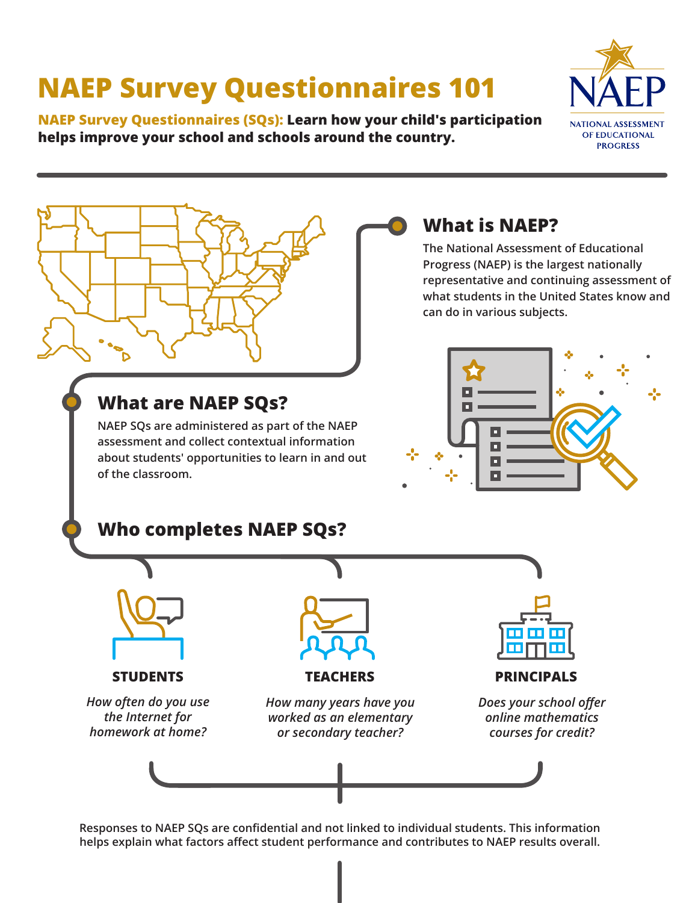# NAEP Survey Questionnaires 101

**NAEP Survey Questionnaires (SQs): Learn how your child's participation helps improve your school and schools around the country.**

NAEP
NATIONAL ASSESSMENT OF EDUCATIONAL PROGRESS

## What is NAEP?

The National Assessment of Educational Progress (NAEP) is the largest nationally representative and continuing assessment of what students in the United States know and can do in various subjects.

## What are NAEP SQs?

NAEP SQs are administered as part of the NAEP assessment and collect contextual information about students' opportunities to learn in and out of the classroom.

## Who completes NAEP SQs?

**STUDENTS**

*How often do you use the Internet for homework at home?*

**TEACHERS**

*How many years have you worked as an elementary or secondary teacher?*

**PRINCIPALS**

*Does your school offer online mathematics courses for credit?*

Responses to NAEP SQs are confidential and not linked to individual students. This information helps explain what factors affect student performance and contributes to NAEP results overall.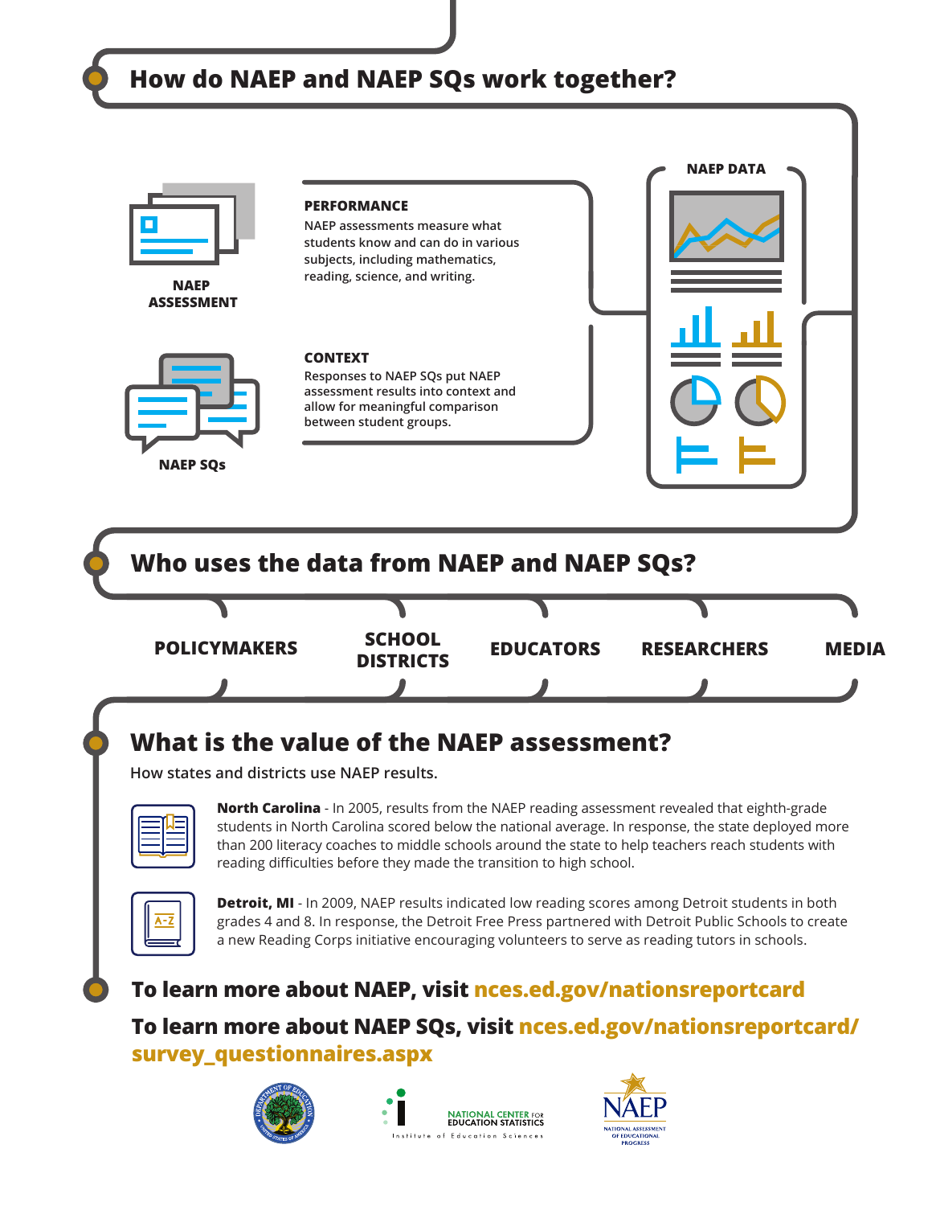## How do NAEP and NAEP SQs work together?

**NAEP ASSESSMENT**

**PERFORMANCE**
NAEP assessments measure what students know and can do in various subjects, including mathematics, reading, science, and writing.

**NAEP SQs**

**CONTEXT**
Responses to NAEP SQs put NAEP assessment results into context and allow for meaningful comparison between student groups.

**NAEP DATA**

## Who uses the data from NAEP and NAEP SQs?

**POLICYMAKERS**

**SCHOOL DISTRICTS**

**EDUCATORS**

**RESEARCHERS**

**MEDIA**

## What is the value of the NAEP assessment?

How states and districts use NAEP results.

**North Carolina** - In 2005, results from the NAEP reading assessment revealed that eighth-grade students in North Carolina scored below the national average. In response, the state deployed more than 200 literacy coaches to middle schools around the state to help teachers reach students with reading difficulties before they made the transition to high school.

**Detroit, MI** - In 2009, NAEP results indicated low reading scores among Detroit students in both grades 4 and 8. In response, the Detroit Free Press partnered with Detroit Public Schools to create a new Reading Corps initiative encouraging volunteers to serve as reading tutors in schools.

**To learn more about NAEP, visit nces.ed.gov/nationsreportcard**

**To learn more about NAEP SQs, visit nces.ed.gov/nationsreportcard/survey_questionnaires.aspx**

NATIONAL CENTER FOR EDUCATION STATISTICS
Institute of Education Sciences

NAEP
NATIONAL ASSESSMENT OF EDUCATIONAL PROGRESS